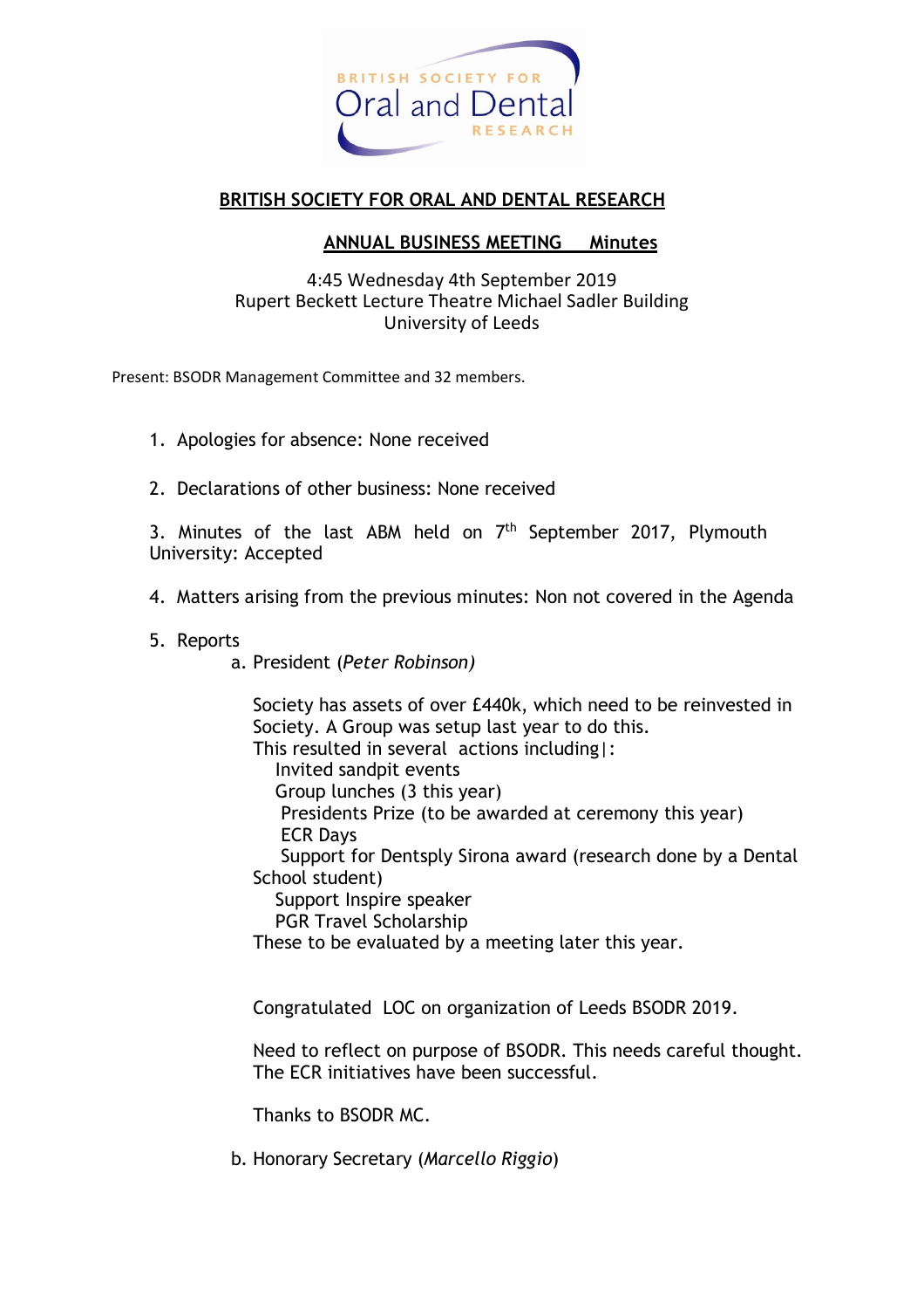**BRITISH SOCIETY FOR ORAL AND DENTAL RESEARCH**

**ANNUAL BUSINESS MEETING Minutes**

4:45 Wednesday 4th September 2019
Rupert Beckett Lecture Theatre Michael Sadler Building
University of Leeds

Present: BSODR Management Committee and 32 members.

1. Apologies for absence: None received

2. Declarations of other business: None received

3. Minutes of the last ABM held on 7th September 2017, Plymouth University: Accepted

4. Matters arising from the previous minutes: Non not covered in the Agenda

5. Reports
   a. President (*Peter Robinson)*

      Society has assets of over £440k, which need to be reinvested in Society. A Group was setup last year to do this.
      This resulted in several actions including|:
      - Invited sandpit events
      - Group lunches (3 this year)
      - Presidents Prize (to be awarded at ceremony this year)
      - ECR Days
      - Support for Dentsply Sirona award (research done by a Dental School student)
      - Support Inspire speaker
      - PGR Travel Scholarship

      These to be evaluated by a meeting later this year.

      Congratulated LOC on organization of Leeds BSODR 2019.

      Need to reflect on purpose of BSODR. This needs careful thought. The ECR initiatives have been successful.

      Thanks to BSODR MC.

   b. Honorary Secretary (*Marcello Riggio*)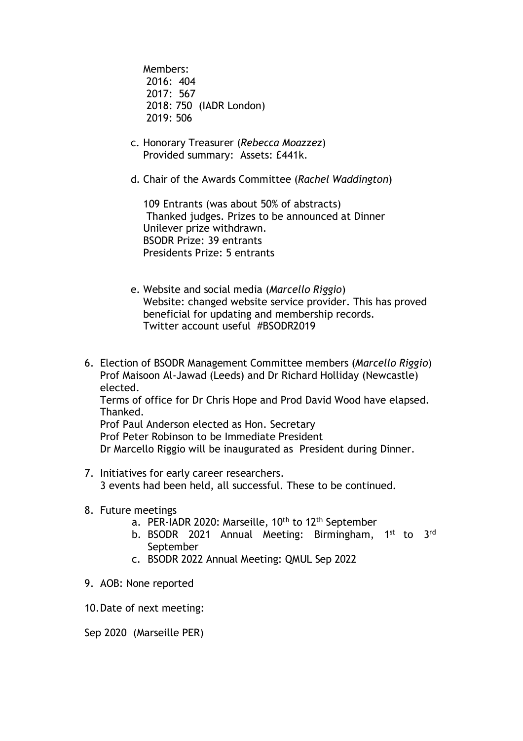Members:
2016: 404
2017: 567
2018: 750 (IADR London)
2019: 506

c. Honorary Treasurer (*Rebecca Moazzez*)
   Provided summary: Assets: £441k.

d. Chair of the Awards Committee (*Rachel Waddington*)

   109 Entrants (was about 50% of abstracts)
   Thanked judges. Prizes to be announced at Dinner
   Unilever prize withdrawn.
   BSODR Prize: 39 entrants
   Presidents Prize: 5 entrants

e. Website and social media (*Marcello Riggio*)
   Website: changed website service provider. This has proved beneficial for updating and membership records.
   Twitter account useful #BSODR2019

6. Election of BSODR Management Committee members (*Marcello Riggio*)
   Prof Maisoon Al-Jawad (Leeds) and Dr Richard Holliday (Newcastle) elected.
   Terms of office for Dr Chris Hope and Prod David Wood have elapsed. Thanked.
   Prof Paul Anderson elected as Hon. Secretary
   Prof Peter Robinson to be Immediate President
   Dr Marcello Riggio will be inaugurated as President during Dinner.

7. Initiatives for early career researchers.
   3 events had been held, all successful. These to be continued.

8. Future meetings
   a. PER-IADR 2020: Marseille, 10th to 12th September
   b. BSODR 2021 Annual Meeting: Birmingham, 1st to 3rd September
   c. BSODR 2022 Annual Meeting: QMUL Sep 2022

9. AOB: None reported

10. Date of next meeting:

Sep 2020 (Marseille PER)